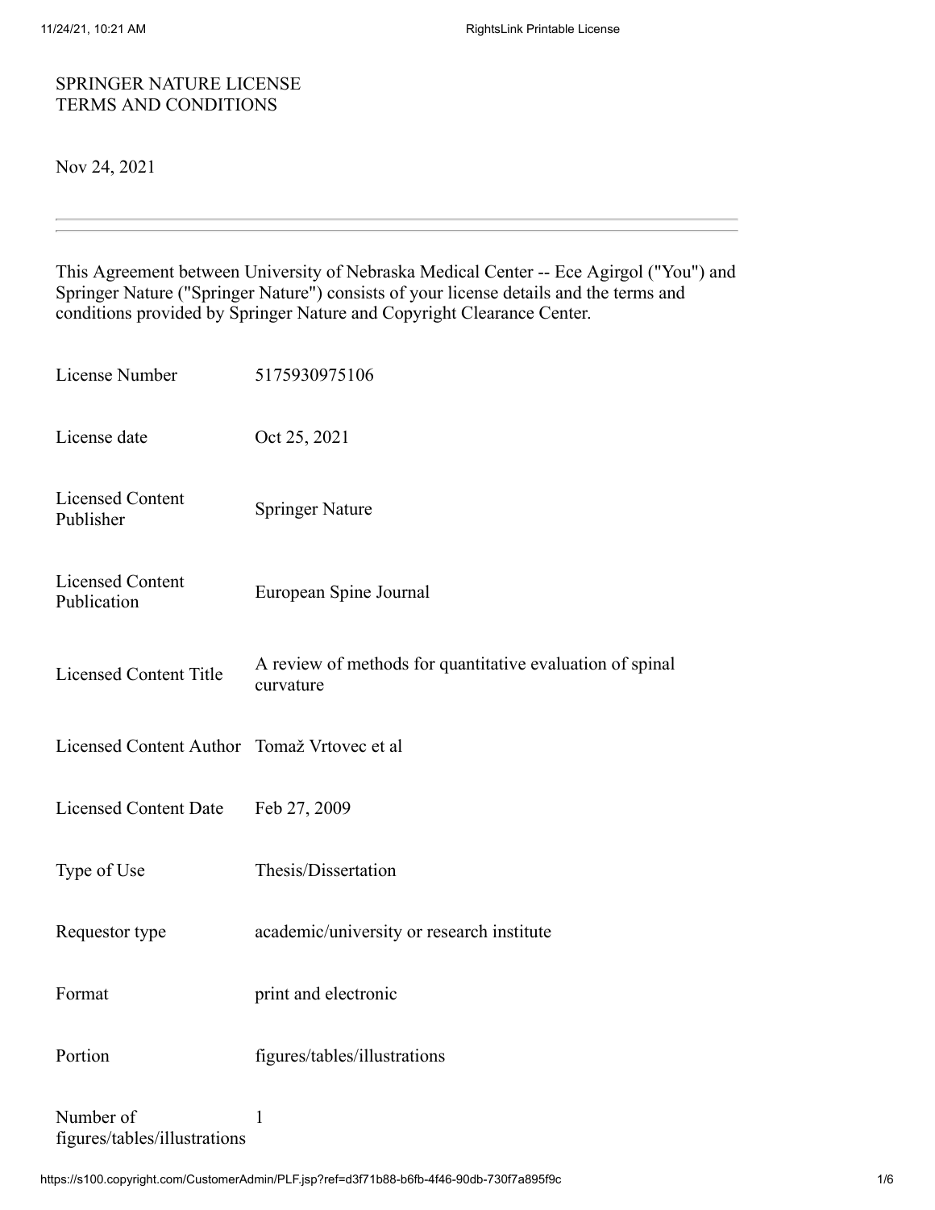# SPRINGER NATURE LICENSE TERMS AND CONDITIONS

Nov 24, 2021

---

This Agreement between University of Nebraska Medical Center -- Ece Agirgol ("You") and Springer Nature ("Springer Nature") consists of your license details and the terms and conditions provided by Springer Nature and Copyright Clearance Center.

| | |
|---|---|
| License Number | 5175930975106 |
| License date | Oct 25, 2021 |
| Licensed Content Publisher | Springer Nature |
| Licensed Content Publication | European Spine Journal |
| Licensed Content Title | A review of methods for quantitative evaluation of spinal curvature |
| Licensed Content Author | Tomaž Vrtovec et al |
| Licensed Content Date | Feb 27, 2009 |
| Type of Use | Thesis/Dissertation |
| Requestor type | academic/university or research institute |
| Format | print and electronic |
| Portion | figures/tables/illustrations |
| Number of figures/tables/illustrations | 1 |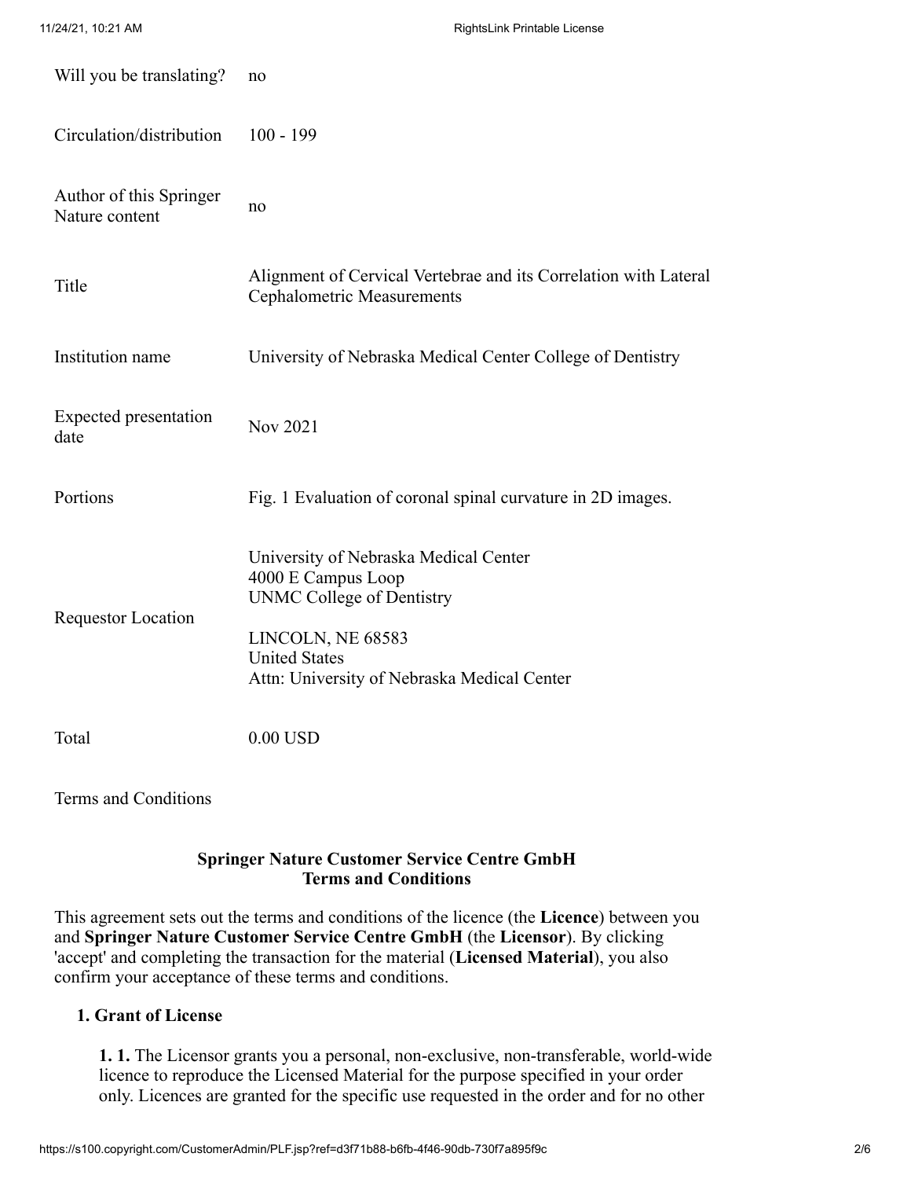| | |
|---|---|
| Will you be translating? | no |
| Circulation/distribution | 100 - 199 |
| Author of this Springer Nature content | no |
| Title | Alignment of Cervical Vertebrae and its Correlation with Lateral Cephalometric Measurements |
| Institution name | University of Nebraska Medical Center College of Dentistry |
| Expected presentation date | Nov 2021 |
| Portions | Fig. 1 Evaluation of coronal spinal curvature in 2D images. |
| Requestor Location | University of Nebraska Medical Center<br>4000 E Campus Loop<br>UNMC College of Dentistry<br><br>LINCOLN, NE 68583<br>United States<br>Attn: University of Nebraska Medical Center |
| Total | 0.00 USD |

Terms and Conditions

**Springer Nature Customer Service Centre GmbH**
**Terms and Conditions**

This agreement sets out the terms and conditions of the licence (the **Licence**) between you and **Springer Nature Customer Service Centre GmbH** (the **Licensor**). By clicking 'accept' and completing the transaction for the material (**Licensed Material**), you also confirm your acceptance of these terms and conditions.

**1. Grant of License**

**1. 1.** The Licensor grants you a personal, non-exclusive, non-transferable, world-wide licence to reproduce the Licensed Material for the purpose specified in your order only. Licences are granted for the specific use requested in the order and for no other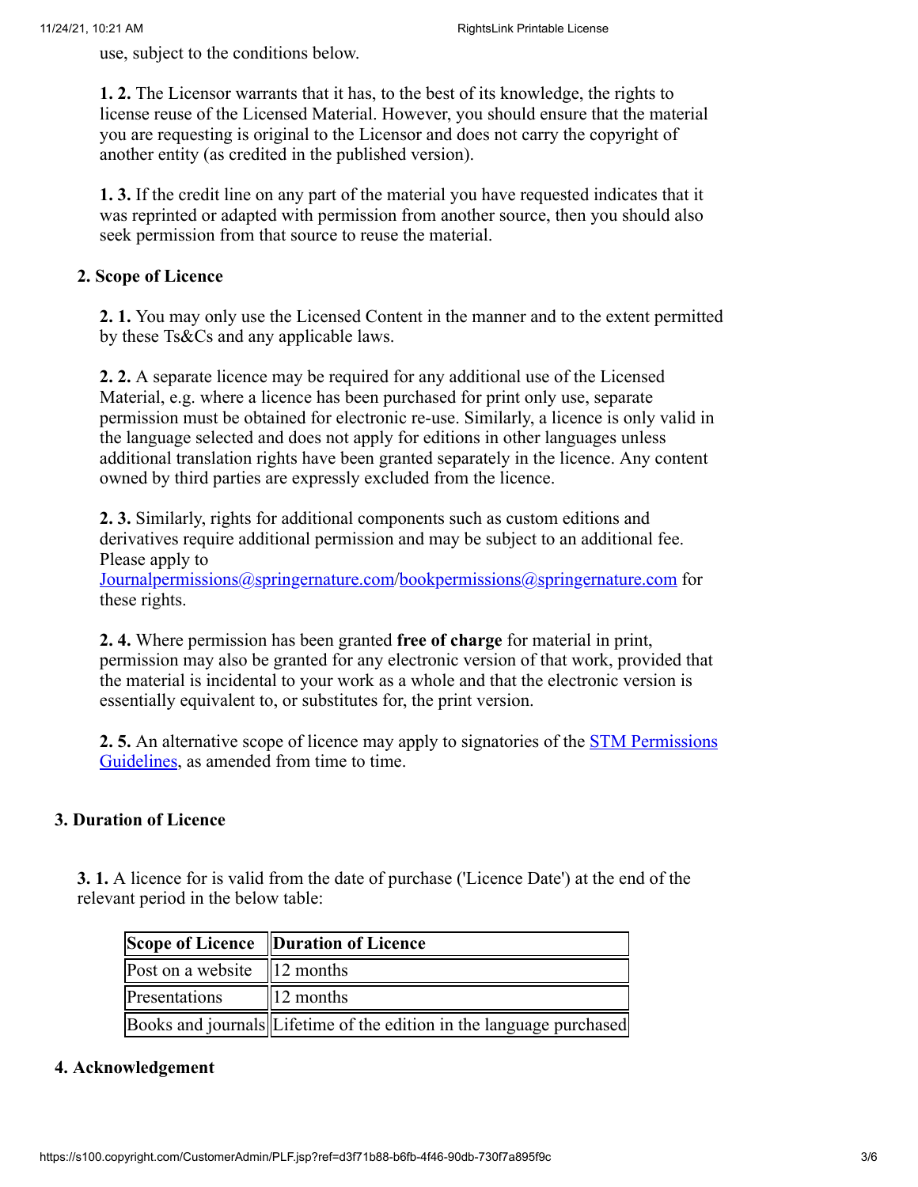use, subject to the conditions below.

**1. 2.** The Licensor warrants that it has, to the best of its knowledge, the rights to license reuse of the Licensed Material. However, you should ensure that the material you are requesting is original to the Licensor and does not carry the copyright of another entity (as credited in the published version).

**1. 3.** If the credit line on any part of the material you have requested indicates that it was reprinted or adapted with permission from another source, then you should also seek permission from that source to reuse the material.

**2. Scope of Licence**

**2. 1.** You may only use the Licensed Content in the manner and to the extent permitted by these Ts&Cs and any applicable laws.

**2. 2.** A separate licence may be required for any additional use of the Licensed Material, e.g. where a licence has been purchased for print only use, separate permission must be obtained for electronic re-use. Similarly, a licence is only valid in the language selected and does not apply for editions in other languages unless additional translation rights have been granted separately in the licence. Any content owned by third parties are expressly excluded from the licence.

**2. 3.** Similarly, rights for additional components such as custom editions and derivatives require additional permission and may be subject to an additional fee. Please apply to Journalpermissions@springernature.com/bookpermissions@springernature.com for these rights.

**2. 4.** Where permission has been granted **free of charge** for material in print, permission may also be granted for any electronic version of that work, provided that the material is incidental to your work as a whole and that the electronic version is essentially equivalent to, or substitutes for, the print version.

**2. 5.** An alternative scope of licence may apply to signatories of the STM Permissions Guidelines, as amended from time to time.

**3. Duration of Licence**

**3. 1.** A licence for is valid from the date of purchase ('Licence Date') at the end of the relevant period in the below table:

| Scope of Licence | Duration of Licence |
| --- | --- |
| Post on a website | 12 months |
| Presentations | 12 months |
| Books and journals | Lifetime of the edition in the language purchased |

**4. Acknowledgement**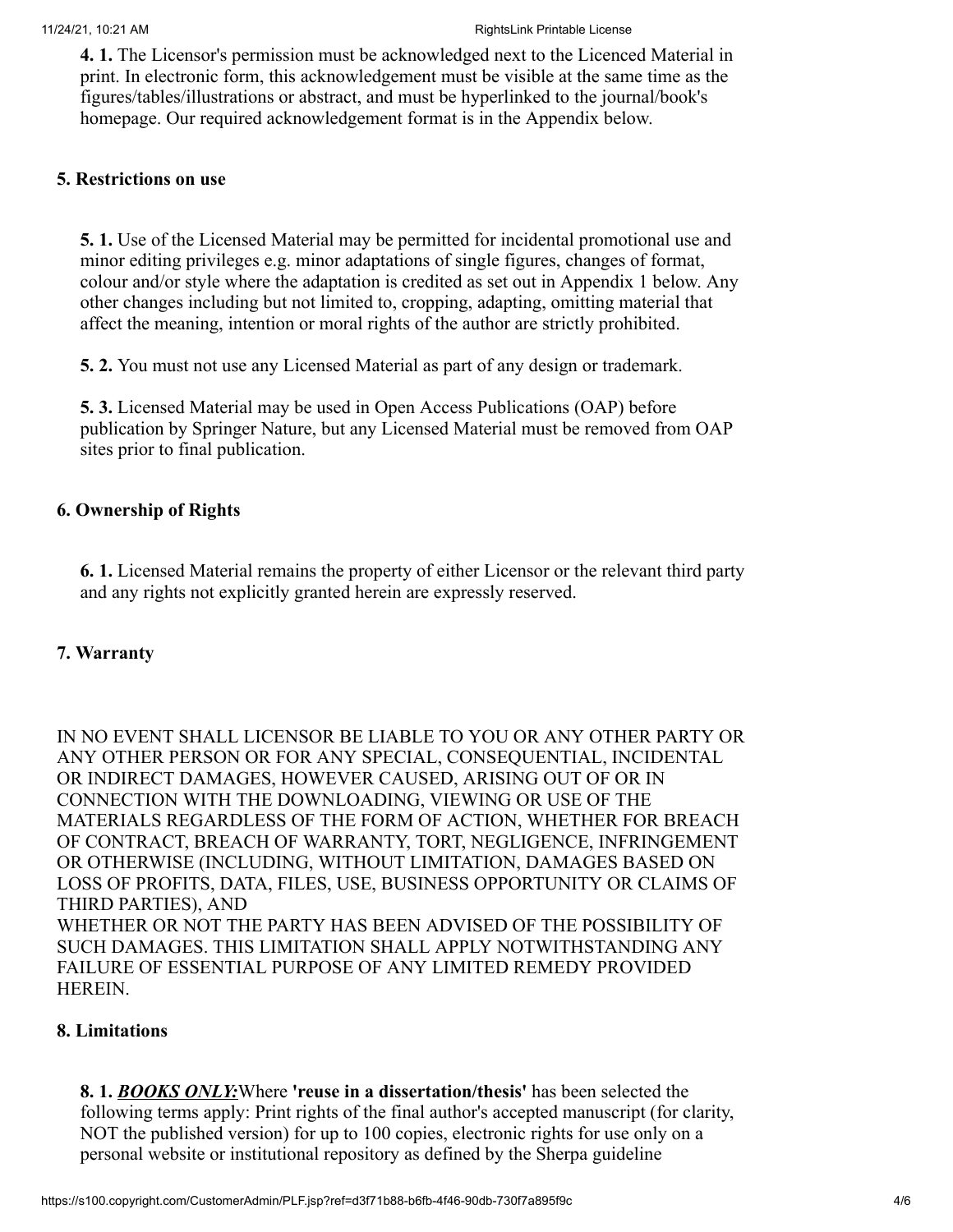**4. 1.** The Licensor's permission must be acknowledged next to the Licenced Material in print. In electronic form, this acknowledgement must be visible at the same time as the figures/tables/illustrations or abstract, and must be hyperlinked to the journal/book's homepage. Our required acknowledgement format is in the Appendix below.

**5. Restrictions on use**

**5. 1.** Use of the Licensed Material may be permitted for incidental promotional use and minor editing privileges e.g. minor adaptations of single figures, changes of format, colour and/or style where the adaptation is credited as set out in Appendix 1 below. Any other changes including but not limited to, cropping, adapting, omitting material that affect the meaning, intention or moral rights of the author are strictly prohibited.

**5. 2.** You must not use any Licensed Material as part of any design or trademark.

**5. 3.** Licensed Material may be used in Open Access Publications (OAP) before publication by Springer Nature, but any Licensed Material must be removed from OAP sites prior to final publication.

**6. Ownership of Rights**

**6. 1.** Licensed Material remains the property of either Licensor or the relevant third party and any rights not explicitly granted herein are expressly reserved.

**7. Warranty**

IN NO EVENT SHALL LICENSOR BE LIABLE TO YOU OR ANY OTHER PARTY OR ANY OTHER PERSON OR FOR ANY SPECIAL, CONSEQUENTIAL, INCIDENTAL OR INDIRECT DAMAGES, HOWEVER CAUSED, ARISING OUT OF OR IN CONNECTION WITH THE DOWNLOADING, VIEWING OR USE OF THE MATERIALS REGARDLESS OF THE FORM OF ACTION, WHETHER FOR BREACH OF CONTRACT, BREACH OF WARRANTY, TORT, NEGLIGENCE, INFRINGEMENT OR OTHERWISE (INCLUDING, WITHOUT LIMITATION, DAMAGES BASED ON LOSS OF PROFITS, DATA, FILES, USE, BUSINESS OPPORTUNITY OR CLAIMS OF THIRD PARTIES), AND
WHETHER OR NOT THE PARTY HAS BEEN ADVISED OF THE POSSIBILITY OF SUCH DAMAGES. THIS LIMITATION SHALL APPLY NOTWITHSTANDING ANY FAILURE OF ESSENTIAL PURPOSE OF ANY LIMITED REMEDY PROVIDED HEREIN.

**8. Limitations**

**8. 1.** ***BOOKS ONLY:*** Where **'reuse in a dissertation/thesis'** has been selected the following terms apply: Print rights of the final author's accepted manuscript (for clarity, NOT the published version) for up to 100 copies, electronic rights for use only on a personal website or institutional repository as defined by the Sherpa guideline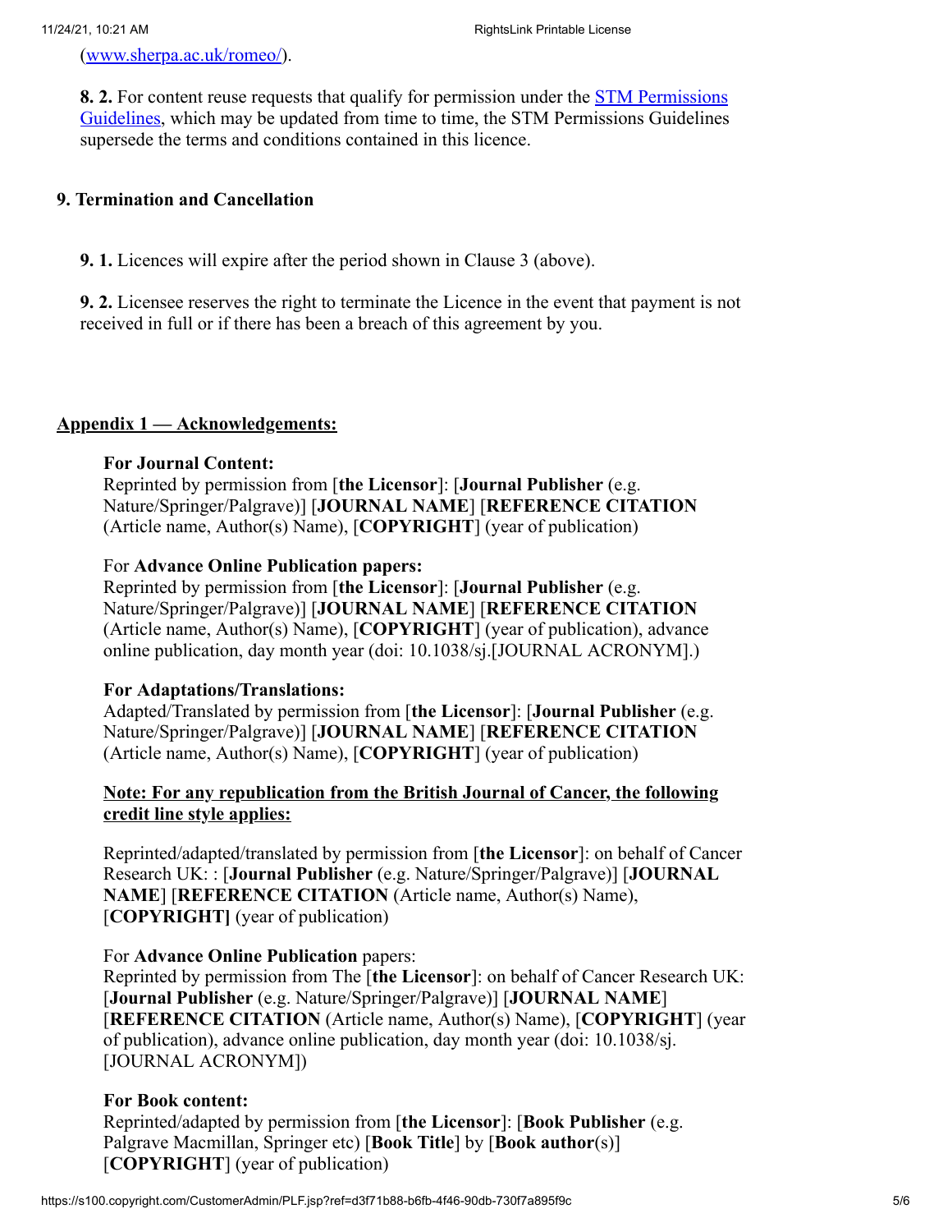(www.sherpa.ac.uk/romeo/).

**8. 2.** For content reuse requests that qualify for permission under the STM Permissions Guidelines, which may be updated from time to time, the STM Permissions Guidelines supersede the terms and conditions contained in this licence.

**9. Termination and Cancellation**

**9. 1.** Licences will expire after the period shown in Clause 3 (above).

**9. 2.** Licensee reserves the right to terminate the Licence in the event that payment is not received in full or if there has been a breach of this agreement by you.

**Appendix 1 — Acknowledgements:**

**For Journal Content:**
Reprinted by permission from [**the Licensor**]: [**Journal Publisher** (e.g. Nature/Springer/Palgrave)] [**JOURNAL NAME**] [**REFERENCE CITATION** (Article name, Author(s) Name), [**COPYRIGHT**] (year of publication)

For **Advance Online Publication papers:**
Reprinted by permission from [**the Licensor**]: [**Journal Publisher** (e.g. Nature/Springer/Palgrave)] [**JOURNAL NAME**] [**REFERENCE CITATION** (Article name, Author(s) Name), [**COPYRIGHT**] (year of publication), advance online publication, day month year (doi: 10.1038/sj.[JOURNAL ACRONYM].)

**For Adaptations/Translations:**
Adapted/Translated by permission from [**the Licensor**]: [**Journal Publisher** (e.g. Nature/Springer/Palgrave)] [**JOURNAL NAME**] [**REFERENCE CITATION** (Article name, Author(s) Name), [**COPYRIGHT**] (year of publication)

**Note: For any republication from the British Journal of Cancer, the following credit line style applies:**

Reprinted/adapted/translated by permission from [**the Licensor**]: on behalf of Cancer Research UK: : [**Journal Publisher** (e.g. Nature/Springer/Palgrave)] [**JOURNAL NAME**] [**REFERENCE CITATION** (Article name, Author(s) Name), [**COPYRIGHT]** (year of publication)

For **Advance Online Publication** papers:
Reprinted by permission from The [**the Licensor**]: on behalf of Cancer Research UK: [**Journal Publisher** (e.g. Nature/Springer/Palgrave)] [**JOURNAL NAME**] [**REFERENCE CITATION** (Article name, Author(s) Name), [**COPYRIGHT**] (year of publication), advance online publication, day month year (doi: 10.1038/sj. [JOURNAL ACRONYM])

**For Book content:**
Reprinted/adapted by permission from [**the Licensor**]: [**Book Publisher** (e.g. Palgrave Macmillan, Springer etc) [**Book Title**] by [**Book author**(s)] [**COPYRIGHT**] (year of publication)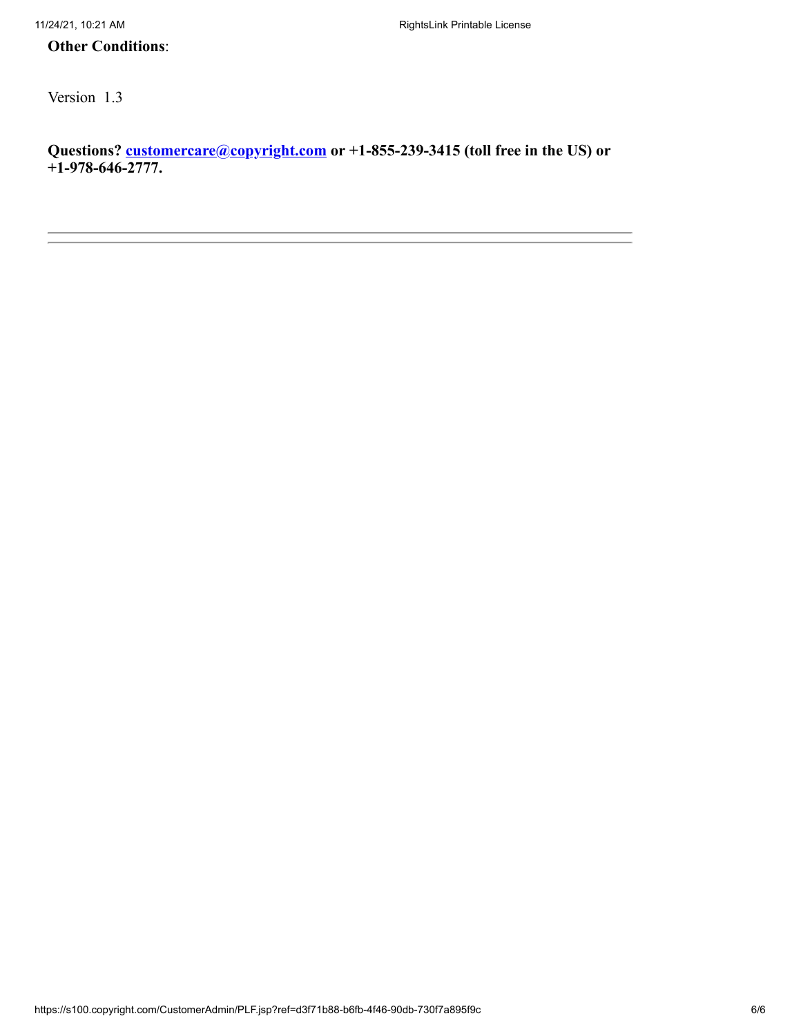**Other Conditions**:

Version 1.3

**Questions? [customercare@copyright.com](mailto:customercare@copyright.com) or +1-855-239-3415 (toll free in the US) or +1-978-646-2777.**

---